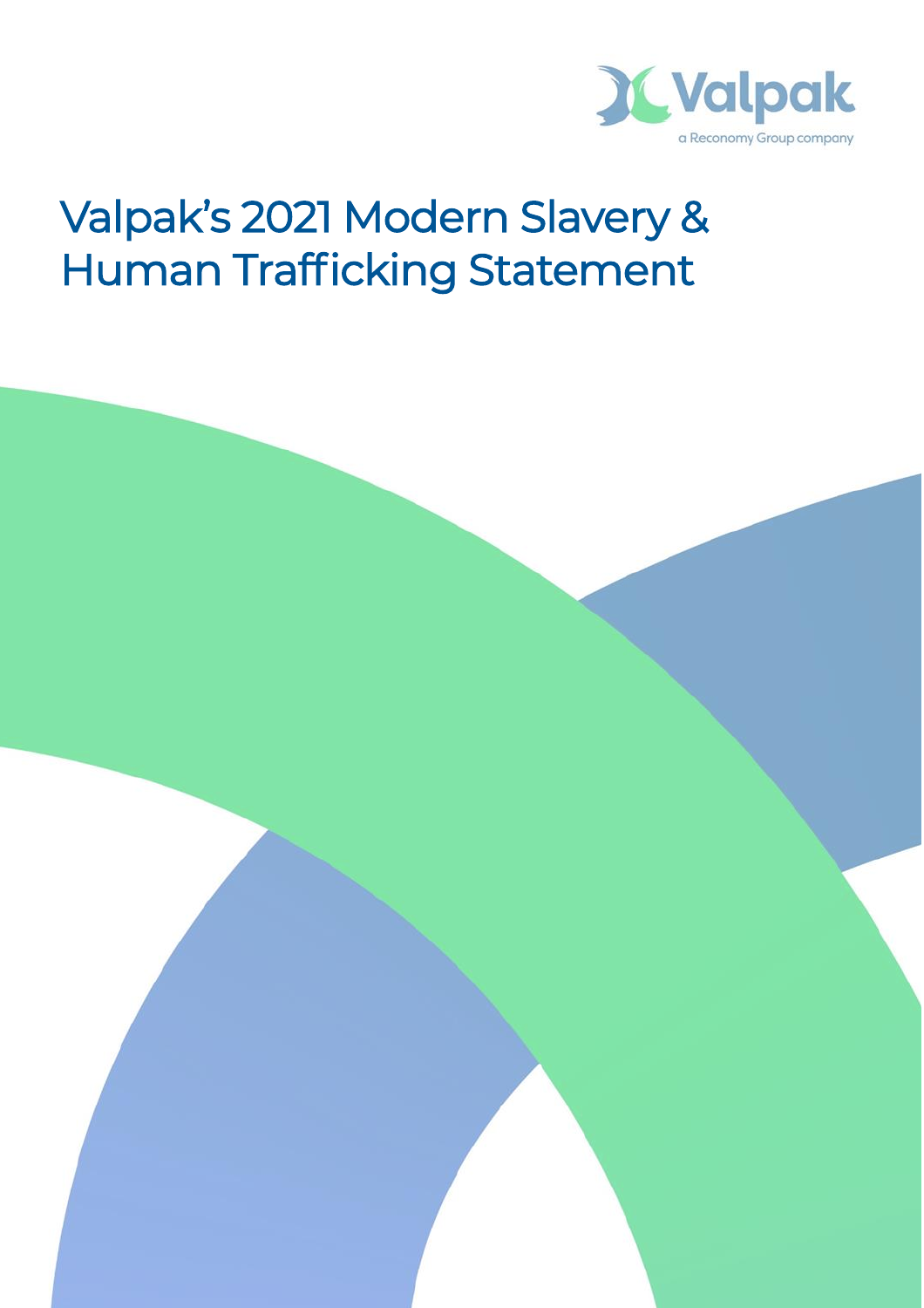Valpak

a Reconomy Group company

# Valpak's 2021 Modern Slavery & Human Trafficking Statement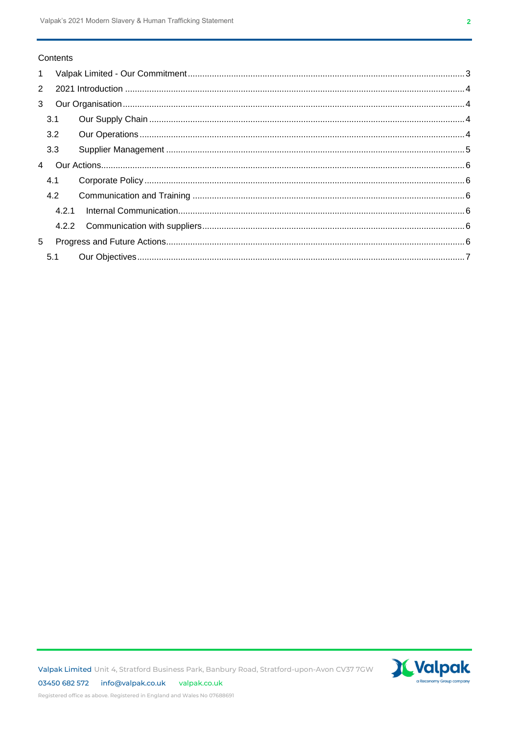Contents

1 Valpak Limited - Our Commitment .......... 3
2 2021 Introduction .......... 4
3 Our Organisation .......... 4
  3.1 Our Supply Chain .......... 4
  3.2 Our Operations .......... 4
  3.3 Supplier Management .......... 5
4 Our Actions .......... 6
  4.1 Corporate Policy .......... 6
  4.2 Communication and Training .......... 6
    4.2.1 Internal Communication .......... 6
    4.2.2 Communication with suppliers .......... 6
5 Progress and Future Actions .......... 6
  5.1 Our Objectives .......... 7

Valpak Limited Unit 4, Stratford Business Park, Banbury Road, Stratford-upon-Avon CV37 7GW
03450 682 572 info@valpak.co.uk valpak.co.uk
Registered office as above. Registered in England and Wales No 07688691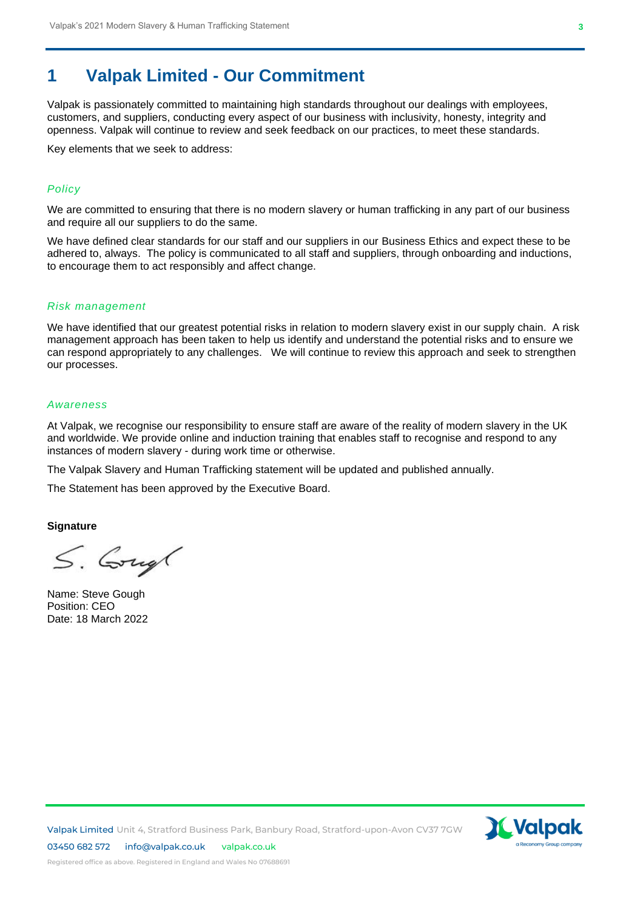# 1 Valpak Limited - Our Commitment

Valpak is passionately committed to maintaining high standards throughout our dealings with employees, customers, and suppliers, conducting every aspect of our business with inclusivity, honesty, integrity and openness. Valpak will continue to review and seek feedback on our practices, to meet these standards.

Key elements that we seek to address:

### *Policy*

We are committed to ensuring that there is no modern slavery or human trafficking in any part of our business and require all our suppliers to do the same.

We have defined clear standards for our staff and our suppliers in our Business Ethics and expect these to be adhered to, always. The policy is communicated to all staff and suppliers, through onboarding and inductions, to encourage them to act responsibly and affect change.

### *Risk management*

We have identified that our greatest potential risks in relation to modern slavery exist in our supply chain. A risk management approach has been taken to help us identify and understand the potential risks and to ensure we can respond appropriately to any challenges. We will continue to review this approach and seek to strengthen our processes.

### *Awareness*

At Valpak, we recognise our responsibility to ensure staff are aware of the reality of modern slavery in the UK and worldwide. We provide online and induction training that enables staff to recognise and respond to any instances of modern slavery - during work time or otherwise.

The Valpak Slavery and Human Trafficking statement will be updated and published annually.

The Statement has been approved by the Executive Board.

**Signature**

S. Gough

Name: Steve Gough
Position: CEO
Date: 18 March 2022

Valpak Limited Unit 4, Stratford Business Park, Banbury Road, Stratford-upon-Avon CV37 7GW
03450 682 572 info@valpak.co.uk valpak.co.uk
Registered office as above. Registered in England and Wales No 07688691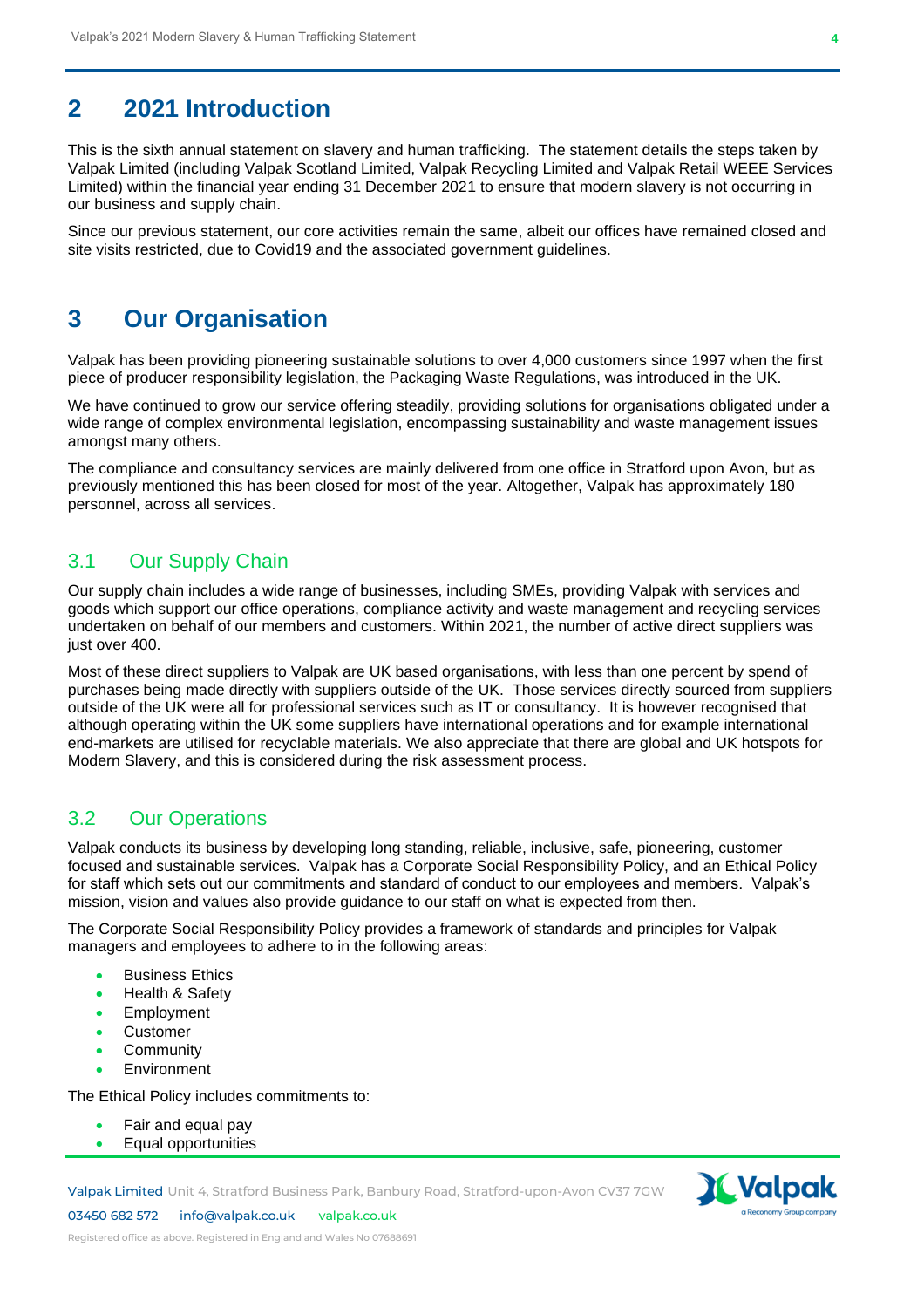## 2 2021 Introduction

This is the sixth annual statement on slavery and human trafficking. The statement details the steps taken by Valpak Limited (including Valpak Scotland Limited, Valpak Recycling Limited and Valpak Retail WEEE Services Limited) within the financial year ending 31 December 2021 to ensure that modern slavery is not occurring in our business and supply chain.

Since our previous statement, our core activities remain the same, albeit our offices have remained closed and site visits restricted, due to Covid19 and the associated government guidelines.

## 3 Our Organisation

Valpak has been providing pioneering sustainable solutions to over 4,000 customers since 1997 when the first piece of producer responsibility legislation, the Packaging Waste Regulations, was introduced in the UK.

We have continued to grow our service offering steadily, providing solutions for organisations obligated under a wide range of complex environmental legislation, encompassing sustainability and waste management issues amongst many others.

The compliance and consultancy services are mainly delivered from one office in Stratford upon Avon, but as previously mentioned this has been closed for most of the year. Altogether, Valpak has approximately 180 personnel, across all services.

### 3.1 Our Supply Chain

Our supply chain includes a wide range of businesses, including SMEs, providing Valpak with services and goods which support our office operations, compliance activity and waste management and recycling services undertaken on behalf of our members and customers. Within 2021, the number of active direct suppliers was just over 400.

Most of these direct suppliers to Valpak are UK based organisations, with less than one percent by spend of purchases being made directly with suppliers outside of the UK. Those services directly sourced from suppliers outside of the UK were all for professional services such as IT or consultancy. It is however recognised that although operating within the UK some suppliers have international operations and for example international end-markets are utilised for recyclable materials. We also appreciate that there are global and UK hotspots for Modern Slavery, and this is considered during the risk assessment process.

### 3.2 Our Operations

Valpak conducts its business by developing long standing, reliable, inclusive, safe, pioneering, customer focused and sustainable services. Valpak has a Corporate Social Responsibility Policy, and an Ethical Policy for staff which sets out our commitments and standard of conduct to our employees and members. Valpak's mission, vision and values also provide guidance to our staff on what is expected from then.

The Corporate Social Responsibility Policy provides a framework of standards and principles for Valpak managers and employees to adhere to in the following areas:

- Business Ethics
- Health & Safety
- Employment
- Customer
- Community
- Environment

The Ethical Policy includes commitments to:

- Fair and equal pay
- Equal opportunities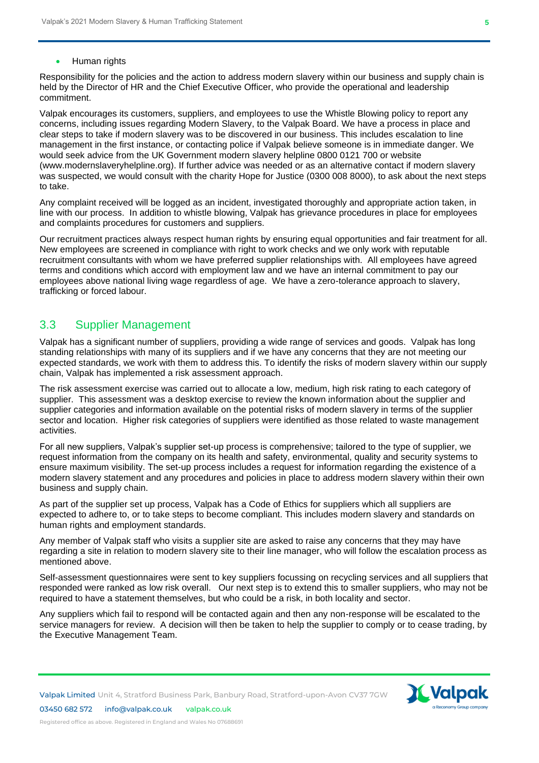- Human rights

Responsibility for the policies and the action to address modern slavery within our business and supply chain is held by the Director of HR and the Chief Executive Officer, who provide the operational and leadership commitment.

Valpak encourages its customers, suppliers, and employees to use the Whistle Blowing policy to report any concerns, including issues regarding Modern Slavery, to the Valpak Board. We have a process in place and clear steps to take if modern slavery was to be discovered in our business. This includes escalation to line management in the first instance, or contacting police if Valpak believe someone is in immediate danger. We would seek advice from the UK Government modern slavery helpline 0800 0121 700 or website (www.modernslaveryhelpline.org). If further advice was needed or as an alternative contact if modern slavery was suspected, we would consult with the charity Hope for Justice (0300 008 8000), to ask about the next steps to take.

Any complaint received will be logged as an incident, investigated thoroughly and appropriate action taken, in line with our process. In addition to whistle blowing, Valpak has grievance procedures in place for employees and complaints procedures for customers and suppliers.

Our recruitment practices always respect human rights by ensuring equal opportunities and fair treatment for all. New employees are screened in compliance with right to work checks and we only work with reputable recruitment consultants with whom we have preferred supplier relationships with. All employees have agreed terms and conditions which accord with employment law and we have an internal commitment to pay our employees above national living wage regardless of age. We have a zero-tolerance approach to slavery, trafficking or forced labour.

## 3.3 Supplier Management

Valpak has a significant number of suppliers, providing a wide range of services and goods. Valpak has long standing relationships with many of its suppliers and if we have any concerns that they are not meeting our expected standards, we work with them to address this. To identify the risks of modern slavery within our supply chain, Valpak has implemented a risk assessment approach.

The risk assessment exercise was carried out to allocate a low, medium, high risk rating to each category of supplier. This assessment was a desktop exercise to review the known information about the supplier and supplier categories and information available on the potential risks of modern slavery in terms of the supplier sector and location. Higher risk categories of suppliers were identified as those related to waste management activities.

For all new suppliers, Valpak's supplier set-up process is comprehensive; tailored to the type of supplier, we request information from the company on its health and safety, environmental, quality and security systems to ensure maximum visibility. The set-up process includes a request for information regarding the existence of a modern slavery statement and any procedures and policies in place to address modern slavery within their own business and supply chain.

As part of the supplier set up process, Valpak has a Code of Ethics for suppliers which all suppliers are expected to adhere to, or to take steps to become compliant. This includes modern slavery and standards on human rights and employment standards.

Any member of Valpak staff who visits a supplier site are asked to raise any concerns that they may have regarding a site in relation to modern slavery site to their line manager, who will follow the escalation process as mentioned above.

Self-assessment questionnaires were sent to key suppliers focussing on recycling services and all suppliers that responded were ranked as low risk overall. Our next step is to extend this to smaller suppliers, who may not be required to have a statement themselves, but who could be a risk, in both locality and sector.

Any suppliers which fail to respond will be contacted again and then any non-response will be escalated to the service managers for review. A decision will then be taken to help the supplier to comply or to cease trading, by the Executive Management Team.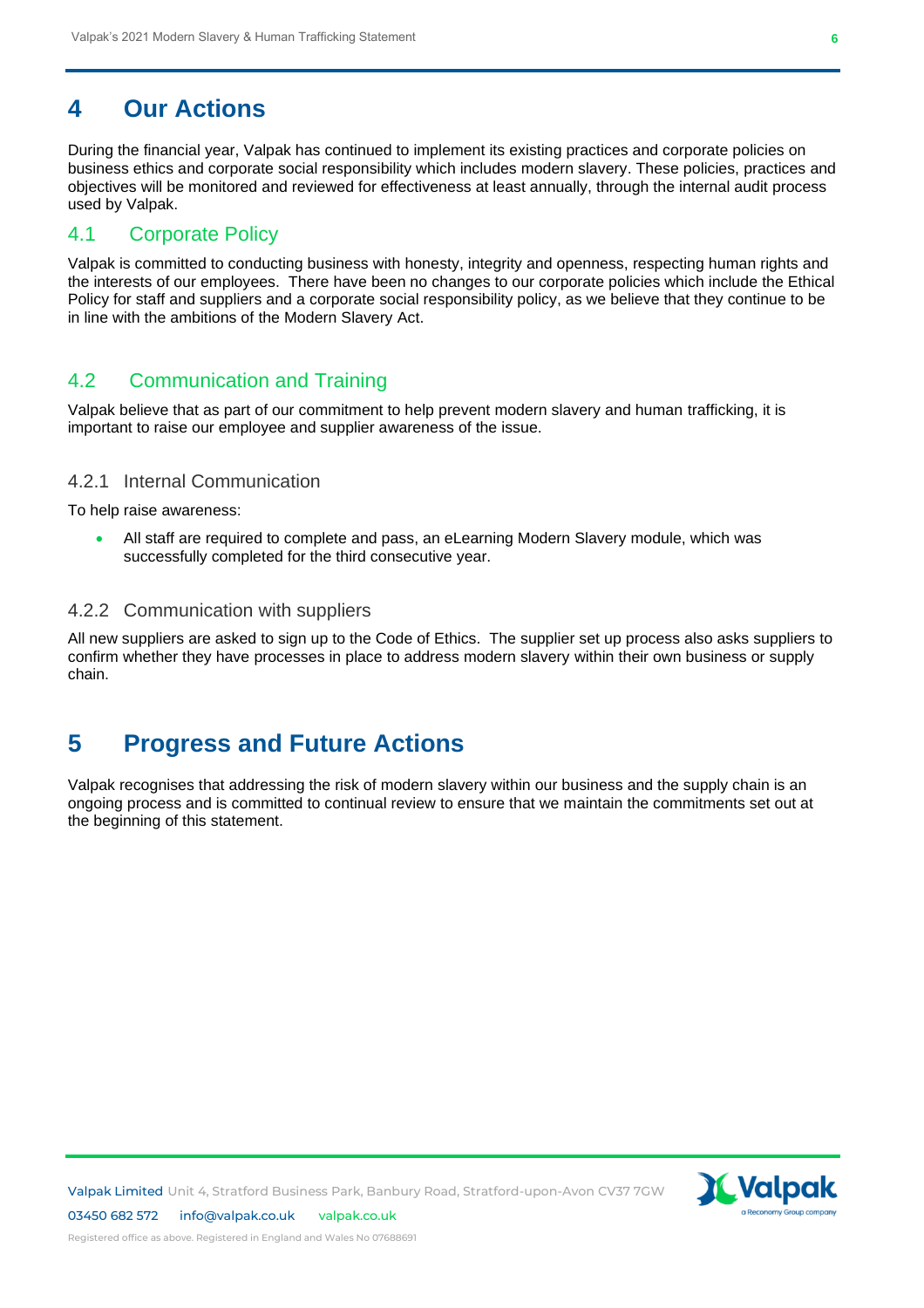# 4 Our Actions

During the financial year, Valpak has continued to implement its existing practices and corporate policies on business ethics and corporate social responsibility which includes modern slavery. These policies, practices and objectives will be monitored and reviewed for effectiveness at least annually, through the internal audit process used by Valpak.

## 4.1 Corporate Policy

Valpak is committed to conducting business with honesty, integrity and openness, respecting human rights and the interests of our employees. There have been no changes to our corporate policies which include the Ethical Policy for staff and suppliers and a corporate social responsibility policy, as we believe that they continue to be in line with the ambitions of the Modern Slavery Act.

## 4.2 Communication and Training

Valpak believe that as part of our commitment to help prevent modern slavery and human trafficking, it is important to raise our employee and supplier awareness of the issue.

### 4.2.1 Internal Communication

To help raise awareness:

- All staff are required to complete and pass, an eLearning Modern Slavery module, which was successfully completed for the third consecutive year.

### 4.2.2 Communication with suppliers

All new suppliers are asked to sign up to the Code of Ethics. The supplier set up process also asks suppliers to confirm whether they have processes in place to address modern slavery within their own business or supply chain.

# 5 Progress and Future Actions

Valpak recognises that addressing the risk of modern slavery within our business and the supply chain is an ongoing process and is committed to continual review to ensure that we maintain the commitments set out at the beginning of this statement.

Valpak Limited Unit 4, Stratford Business Park, Banbury Road, Stratford-upon-Avon CV37 7GW
03450 682 572 info@valpak.co.uk valpak.co.uk
Registered office as above. Registered in England and Wales No 07688691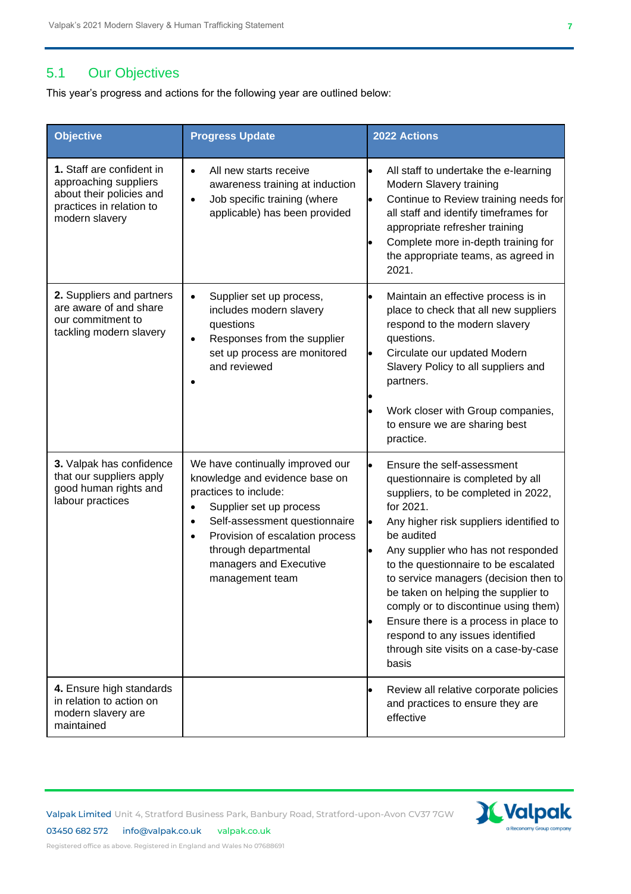## 5.1 Our Objectives

This year's progress and actions for the following year are outlined below:

| Objective | Progress Update | 2022 Actions |
|---|---|---|
| **1.** Staff are confident in approaching suppliers about their policies and practices in relation to modern slavery | • All new starts receive awareness training at induction<br>• Job specific training (where applicable) has been provided | • All staff to undertake the e-learning Modern Slavery training<br>• Continue to Review training needs for all staff and identify timeframes for appropriate refresher training<br>• Complete more in-depth training for the appropriate teams, as agreed in 2021. |
| **2.** Suppliers and partners are aware of and share our commitment to tackling modern slavery | • Supplier set up process, includes modern slavery questions<br>• Responses from the supplier set up process are monitored and reviewed<br>• | • Maintain an effective process is in place to check that all new suppliers respond to the modern slavery questions.<br>• Circulate our updated Modern Slavery Policy to all suppliers and partners.<br>•<br>• Work closer with Group companies, to ensure we are sharing best practice. |
| **3.** Valpak has confidence that our suppliers apply good human rights and labour practices | We have continually improved our knowledge and evidence base on practices to include:<br>• Supplier set up process<br>• Self-assessment questionnaire<br>• Provision of escalation process through departmental managers and Executive management team | • Ensure the self-assessment questionnaire is completed by all suppliers, to be completed in 2022, for 2021.<br>• Any higher risk suppliers identified to be audited<br>• Any supplier who has not responded to the questionnaire to be escalated to service managers (decision then to be taken on helping the supplier to comply or to discontinue using them)<br>• Ensure there is a process in place to respond to any issues identified through site visits on a case-by-case basis |
| **4.** Ensure high standards in relation to action on modern slavery are maintained | | • Review all relative corporate policies and practices to ensure they are effective |